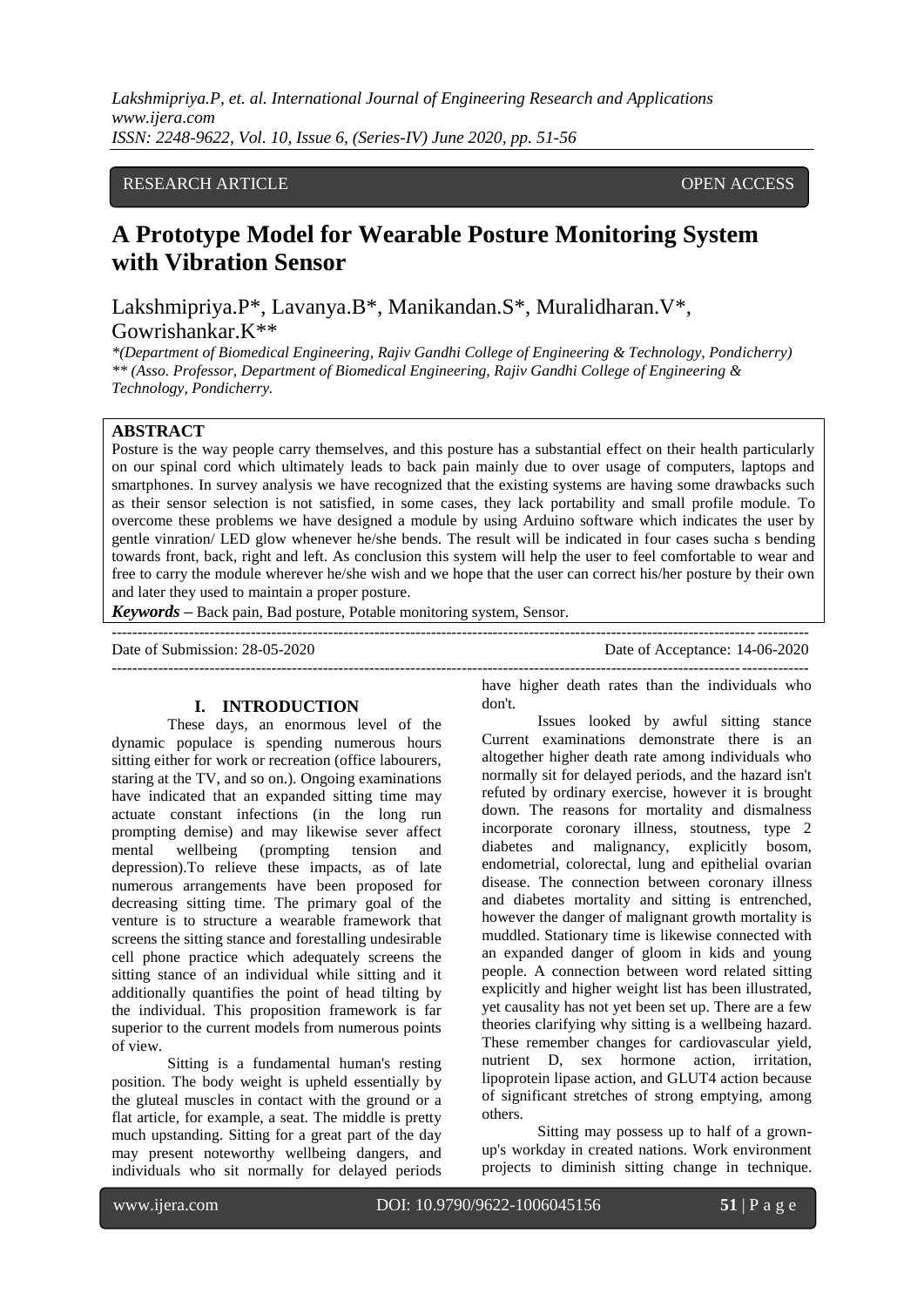RESEARCH ARTICLE OPEN ACCESS

# A Prototype Model for Wearable Posture Monitoring System with Vibration Sensor

Lakshmipriya.P*, Lavanya.B*, Manikandan.S*, Muralidharan.V*, Gowrishankar.K**

*(Department of Biomedical Engineering, Rajiv Gandhi College of Engineering & Technology, Pondicherry)
** (Asso. Professor, Department of Biomedical Engineering, Rajiv Gandhi College of Engineering & Technology, Pondicherry.

## ABSTRACT

Posture is the way people carry themselves, and this posture has a substantial effect on their health particularly on our spinal cord which ultimately leads to back pain mainly due to over usage of computers, laptops and smartphones. In survey analysis we have recognized that the existing systems are having some drawbacks such as their sensor selection is not satisfied, in some cases, they lack portability and small profile module. To overcome these problems we have designed a module by using Arduino software which indicates the user by gentle vinration/ LED glow whenever he/she bends. The result will be indicated in four cases sucha s bending towards front, back, right and left. As conclusion this system will help the user to feel comfortable to wear and free to carry the module wherever he/she wish and we hope that the user can correct his/her posture by their own and later they used to maintain a proper posture.

***Keywords*** **–** Back pain, Bad posture, Potable monitoring system, Sensor.

Date of Submission: 28-05-2020 Date of Acceptance: 14-06-2020

## I. INTRODUCTION

These days, an enormous level of the dynamic populace is spending numerous hours sitting either for work or recreation (office labourers, staring at the TV, and so on.). Ongoing examinations have indicated that an expanded sitting time may actuate constant infections (in the long run prompting demise) and may likewise sever affect mental wellbeing (prompting tension and depression).To relieve these impacts, as of late numerous arrangements have been proposed for decreasing sitting time. The primary goal of the venture is to structure a wearable framework that screens the sitting stance and forestalling undesirable cell phone practice which adequately screens the sitting stance of an individual while sitting and it additionally quantifies the point of head tilting by the individual. This proposition framework is far superior to the current models from numerous points of view.

Sitting is a fundamental human's resting position. The body weight is upheld essentially by the gluteal muscles in contact with the ground or a flat article, for example, a seat. The middle is pretty much upstanding. Sitting for a great part of the day may present noteworthy wellbeing dangers, and individuals who sit normally for delayed periods have higher death rates than the individuals who don't.

Issues looked by awful sitting stance Current examinations demonstrate there is an altogether higher death rate among individuals who normally sit for delayed periods, and the hazard isn't refuted by ordinary exercise, however it is brought down. The reasons for mortality and dismalness incorporate coronary illness, stoutness, type 2 diabetes and malignancy, explicitly bosom, endometrial, colorectal, lung and epithelial ovarian disease. The connection between coronary illness and diabetes mortality and sitting is entrenched, however the danger of malignant growth mortality is muddled. Stationary time is likewise connected with an expanded danger of gloom in kids and young people. A connection between word related sitting explicitly and higher weight list has been illustrated, yet causality has not yet been set up. There are a few theories clarifying why sitting is a wellbeing hazard. These remember changes for cardiovascular yield, nutrient D, sex hormone action, irritation, lipoprotein lipase action, and GLUT4 action because of significant stretches of strong emptying, among others.

Sitting may possess up to half of a grown-up's workday in created nations. Work environment projects to diminish sitting change in technique.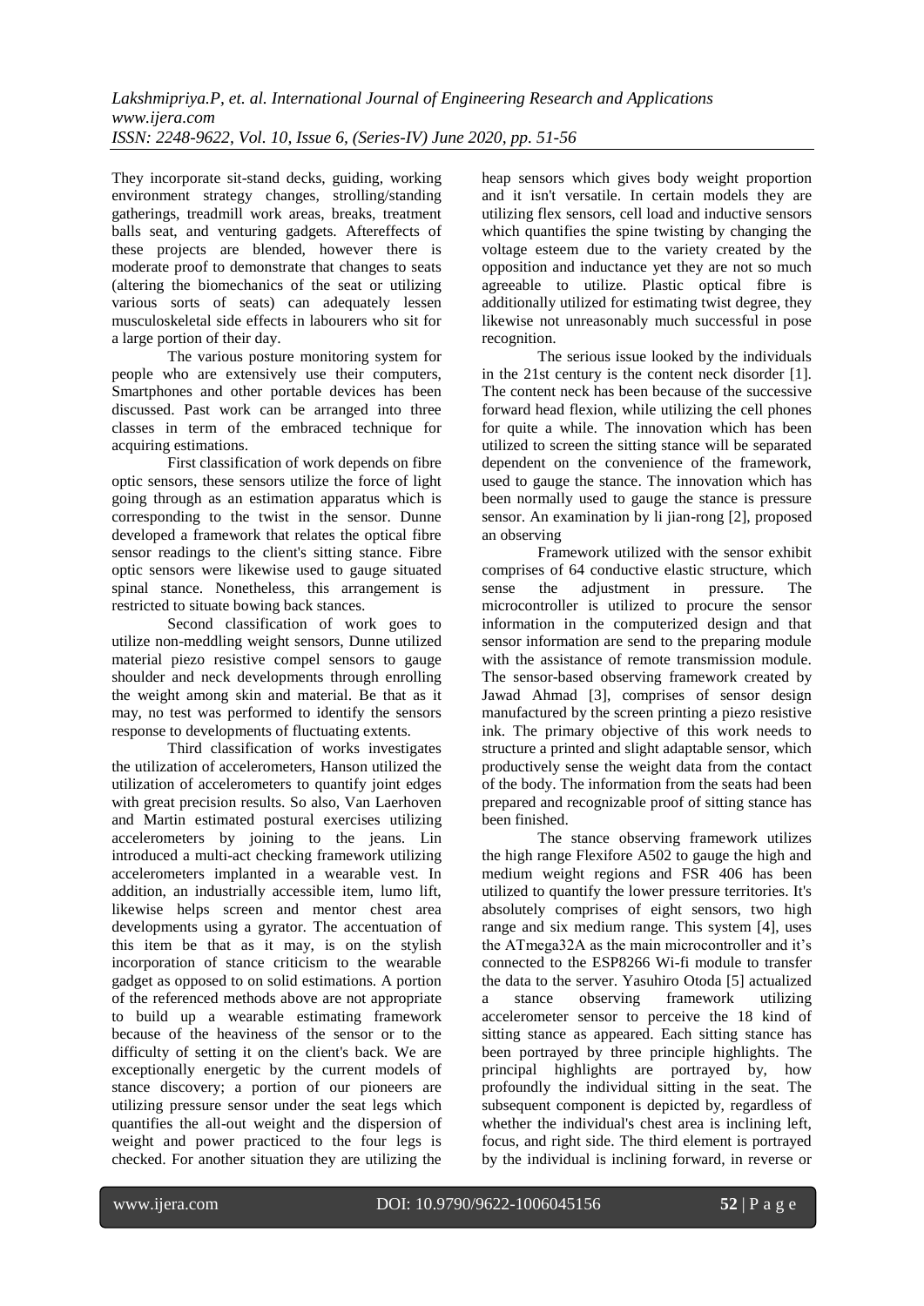They incorporate sit-stand decks, guiding, working environment strategy changes, strolling/standing gatherings, treadmill work areas, breaks, treatment balls seat, and venturing gadgets. Aftereffects of these projects are blended, however there is moderate proof to demonstrate that changes to seats (altering the biomechanics of the seat or utilizing various sorts of seats) can adequately lessen musculoskeletal side effects in labourers who sit for a large portion of their day.

The various posture monitoring system for people who are extensively use their computers, Smartphones and other portable devices has been discussed. Past work can be arranged into three classes in term of the embraced technique for acquiring estimations.

First classification of work depends on fibre optic sensors, these sensors utilize the force of light going through as an estimation apparatus which is corresponding to the twist in the sensor. Dunne developed a framework that relates the optical fibre sensor readings to the client's sitting stance. Fibre optic sensors were likewise used to gauge situated spinal stance. Nonetheless, this arrangement is restricted to situate bowing back stances.

Second classification of work goes to utilize non-meddling weight sensors, Dunne utilized material piezo resistive compel sensors to gauge shoulder and neck developments through enrolling the weight among skin and material. Be that as it may, no test was performed to identify the sensors response to developments of fluctuating extents.

Third classification of works investigates the utilization of accelerometers, Hanson utilized the utilization of accelerometers to quantify joint edges with great precision results. So also, Van Laerhoven and Martin estimated postural exercises utilizing accelerometers by joining to the jeans. Lin introduced a multi-act checking framework utilizing accelerometers implanted in a wearable vest. In addition, an industrially accessible item, lumo lift, likewise helps screen and mentor chest area developments using a gyrator. The accentuation of this item be that as it may, is on the stylish incorporation of stance criticism to the wearable gadget as opposed to on solid estimations. A portion of the referenced methods above are not appropriate to build up a wearable estimating framework because of the heaviness of the sensor or to the difficulty of setting it on the client's back. We are exceptionally energetic by the current models of stance discovery; a portion of our pioneers are utilizing pressure sensor under the seat legs which quantifies the all-out weight and the dispersion of weight and power practiced to the four legs is checked. For another situation they are utilizing the heap sensors which gives body weight proportion and it isn't versatile. In certain models they are utilizing flex sensors, cell load and inductive sensors which quantifies the spine twisting by changing the voltage esteem due to the variety created by the opposition and inductance yet they are not so much agreeable to utilize. Plastic optical fibre is additionally utilized for estimating twist degree, they likewise not unreasonably much successful in pose recognition.

The serious issue looked by the individuals in the 21st century is the content neck disorder [1]. The content neck has been because of the successive forward head flexion, while utilizing the cell phones for quite a while. The innovation which has been utilized to screen the sitting stance will be separated dependent on the convenience of the framework, used to gauge the stance. The innovation which has been normally used to gauge the stance is pressure sensor. An examination by li jian-rong [2], proposed an observing

Framework utilized with the sensor exhibit comprises of 64 conductive elastic structure, which sense the adjustment in pressure. The microcontroller is utilized to procure the sensor information in the computerized design and that sensor information are send to the preparing module with the assistance of remote transmission module. The sensor-based observing framework created by Jawad Ahmad [3], comprises of sensor design manufactured by the screen printing a piezo resistive ink. The primary objective of this work needs to structure a printed and slight adaptable sensor, which productively sense the weight data from the contact of the body. The information from the seats had been prepared and recognizable proof of sitting stance has been finished.

The stance observing framework utilizes the high range Flexifore A502 to gauge the high and medium weight regions and FSR 406 has been utilized to quantify the lower pressure territories. It's absolutely comprises of eight sensors, two high range and six medium range. This system [4], uses the ATmega32A as the main microcontroller and it's connected to the ESP8266 Wi-fi module to transfer the data to the server. Yasuhiro Otoda [5] actualized a stance observing framework utilizing accelerometer sensor to perceive the 18 kind of sitting stance as appeared. Each sitting stance has been portrayed by three principle highlights. The principal highlights are portrayed by, how profoundly the individual sitting in the seat. The subsequent component is depicted by, regardless of whether the individual's chest area is inclining left, focus, and right side. The third element is portrayed by the individual is inclining forward, in reverse or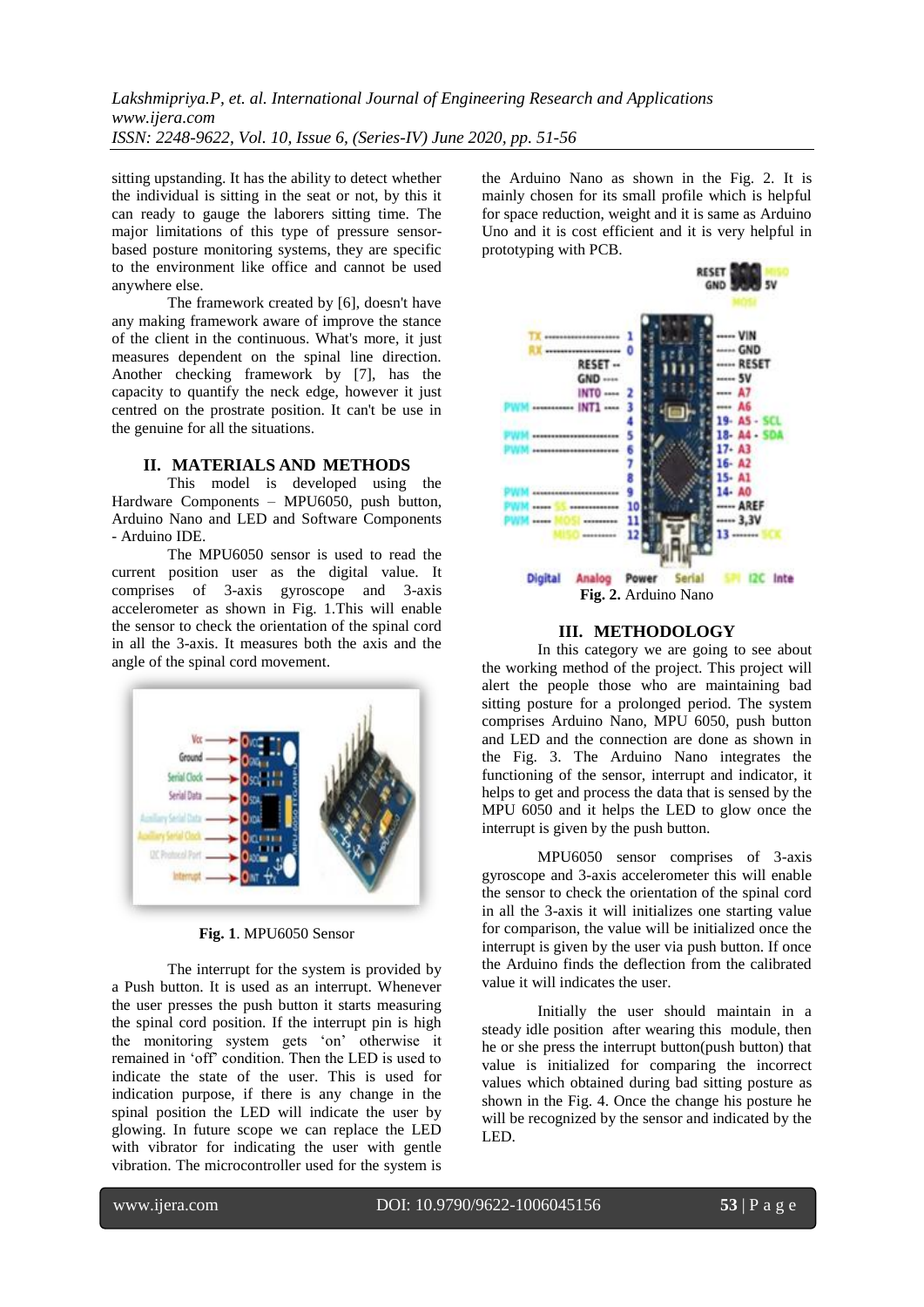sitting upstanding. It has the ability to detect whether the individual is sitting in the seat or not, by this it can ready to gauge the laborers sitting time. The major limitations of this type of pressure sensor-based posture monitoring systems, they are specific to the environment like office and cannot be used anywhere else.

The framework created by [6], doesn't have any making framework aware of improve the stance of the client in the continuous. What's more, it just measures dependent on the spinal line direction. Another checking framework by [7], has the capacity to quantify the neck edge, however it just centred on the prostrate position. It can't be use in the genuine for all the situations.

## II. MATERIALS AND METHODS

This model is developed using the Hardware Components – MPU6050, push button, Arduino Nano and LED and Software Components - Arduino IDE.

The MPU6050 sensor is used to read the current position user as the digital value. It comprises of 3-axis gyroscope and 3-axis accelerometer as shown in Fig. 1.This will enable the sensor to check the orientation of the spinal cord in all the 3-axis. It measures both the axis and the angle of the spinal cord movement.

**Fig. 1**. MPU6050 Sensor

The interrupt for the system is provided by a Push button. It is used as an interrupt. Whenever the user presses the push button it starts measuring the spinal cord position. If the interrupt pin is high the monitoring system gets 'on' otherwise it remained in 'off' condition. Then the LED is used to indicate the state of the user. This is used for indication purpose, if there is any change in the spinal position the LED will indicate the user by glowing. In future scope we can replace the LED with vibrator for indicating the user with gentle vibration. The microcontroller used for the system is the Arduino Nano as shown in the Fig. 2. It is mainly chosen for its small profile which is helpful for space reduction, weight and it is same as Arduino Uno and it is cost efficient and it is very helpful in prototyping with PCB.

**Fig. 2.** Arduino Nano

## III. METHODOLOGY

In this category we are going to see about the working method of the project. This project will alert the people those who are maintaining bad sitting posture for a prolonged period. The system comprises Arduino Nano, MPU 6050, push button and LED and the connection are done as shown in the Fig. 3. The Arduino Nano integrates the functioning of the sensor, interrupt and indicator, it helps to get and process the data that is sensed by the MPU 6050 and it helps the LED to glow once the interrupt is given by the push button.

MPU6050 sensor comprises of 3-axis gyroscope and 3-axis accelerometer this will enable the sensor to check the orientation of the spinal cord in all the 3-axis it will initializes one starting value for comparison, the value will be initialized once the interrupt is given by the user via push button. If once the Arduino finds the deflection from the calibrated value it will indicates the user.

Initially the user should maintain in a steady idle position after wearing this module, then he or she press the interrupt button(push button) that value is initialized for comparing the incorrect values which obtained during bad sitting posture as shown in the Fig. 4. Once the change his posture he will be recognized by the sensor and indicated by the LED.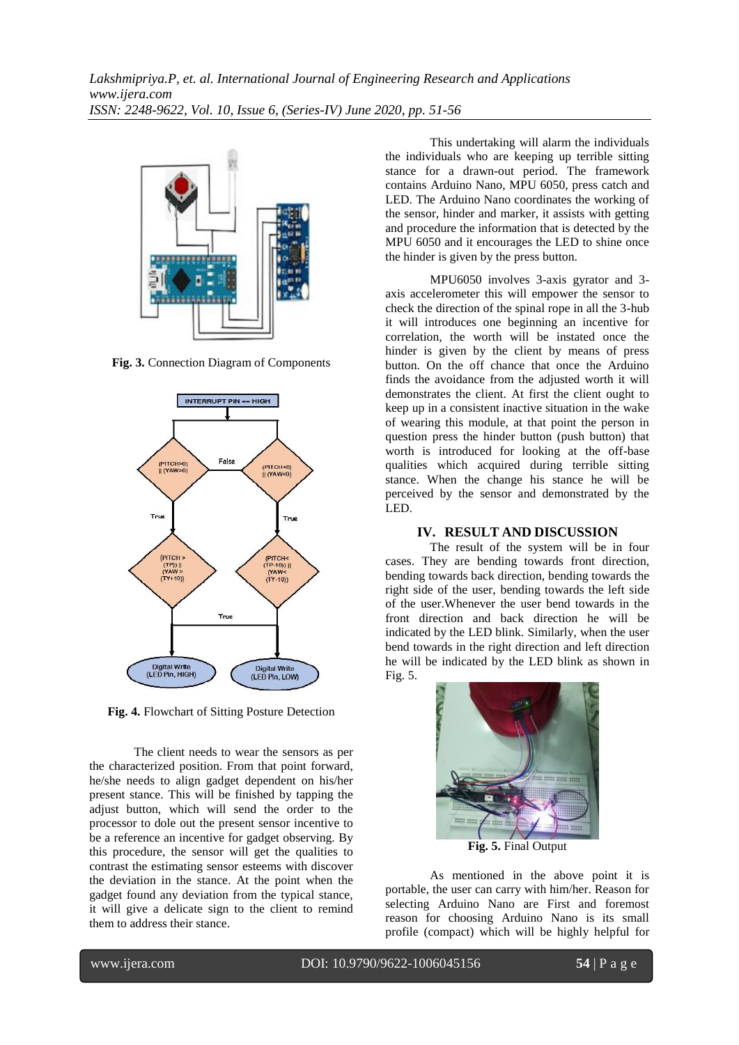Fig. 3. Connection Diagram of Components

Fig. 4. Flowchart of Sitting Posture Detection

The client needs to wear the sensors as per the characterized position. From that point forward, he/she needs to align gadget dependent on his/her present stance. This will be finished by tapping the adjust button, which will send the order to the processor to dole out the present sensor incentive to be a reference an incentive for gadget observing. By this procedure, the sensor will get the qualities to contrast the estimating sensor esteems with discover the deviation in the stance. At the point when the gadget found any deviation from the typical stance, it will give a delicate sign to the client to remind them to address their stance.

This undertaking will alarm the individuals the individuals who are keeping up terrible sitting stance for a drawn-out period. The framework contains Arduino Nano, MPU 6050, press catch and LED. The Arduino Nano coordinates the working of the sensor, hinder and marker, it assists with getting and procedure the information that is detected by the MPU 6050 and it encourages the LED to shine once the hinder is given by the press button.

MPU6050 involves 3-axis gyrator and 3-axis accelerometer this will empower the sensor to check the direction of the spinal rope in all the 3-hub it will introduces one beginning an incentive for correlation, the worth will be instated once the hinder is given by the client by means of press button. On the off chance that once the Arduino finds the avoidance from the adjusted worth it will demonstrates the client. At first the client ought to keep up in a consistent inactive situation in the wake of wearing this module, at that point the person in question press the hinder button (push button) that worth is introduced for looking at the off-base qualities which acquired during terrible sitting stance. When the change his stance he will be perceived by the sensor and demonstrated by the LED.

## IV. RESULT AND DISCUSSION

The result of the system will be in four cases. They are bending towards front direction, bending towards back direction, bending towards the right side of the user, bending towards the left side of the user.Whenever the user bend towards in the front direction and back direction he will be indicated by the LED blink. Similarly, when the user bend towards in the right direction and left direction he will be indicated by the LED blink as shown in Fig. 5.

Fig. 5. Final Output

As mentioned in the above point it is portable, the user can carry with him/her. Reason for selecting Arduino Nano are First and foremost reason for choosing Arduino Nano is its small profile (compact) which will be highly helpful for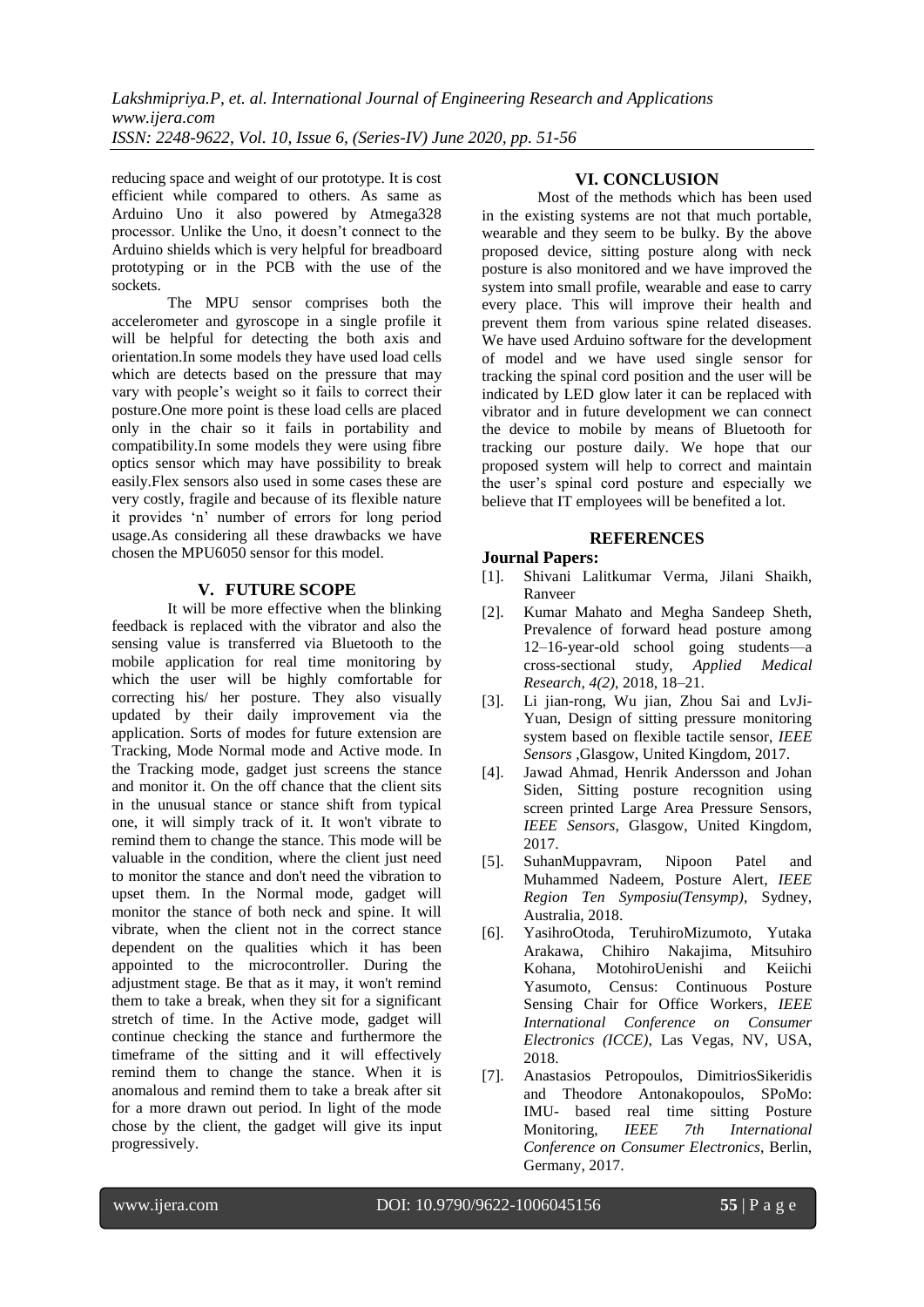reducing space and weight of our prototype. It is cost efficient while compared to others. As same as Arduino Uno it also powered by Atmega328 processor. Unlike the Uno, it doesn't connect to the Arduino shields which is very helpful for breadboard prototyping or in the PCB with the use of the sockets.

The MPU sensor comprises both the accelerometer and gyroscope in a single profile it will be helpful for detecting the both axis and orientation.In some models they have used load cells which are detects based on the pressure that may vary with people's weight so it fails to correct their posture.One more point is these load cells are placed only in the chair so it fails in portability and compatibility.In some models they were using fibre optics sensor which may have possibility to break easily.Flex sensors also used in some cases these are very costly, fragile and because of its flexible nature it provides 'n' number of errors for long period usage.As considering all these drawbacks we have chosen the MPU6050 sensor for this model.

## V. FUTURE SCOPE

It will be more effective when the blinking feedback is replaced with the vibrator and also the sensing value is transferred via Bluetooth to the mobile application for real time monitoring by which the user will be highly comfortable for correcting his/ her posture. They also visually updated by their daily improvement via the application. Sorts of modes for future extension are Tracking, Mode Normal mode and Active mode. In the Tracking mode, gadget just screens the stance and monitor it. On the off chance that the client sits in the unusual stance or stance shift from typical one, it will simply track of it. It won't vibrate to remind them to change the stance. This mode will be valuable in the condition, where the client just need to monitor the stance and don't need the vibration to upset them. In the Normal mode, gadget will monitor the stance of both neck and spine. It will vibrate, when the client not in the correct stance dependent on the qualities which it has been appointed to the microcontroller. During the adjustment stage. Be that as it may, it won't remind them to take a break, when they sit for a significant stretch of time. In the Active mode, gadget will continue checking the stance and furthermore the timeframe of the sitting and it will effectively remind them to change the stance. When it is anomalous and remind them to take a break after sit for a more drawn out period. In light of the mode chose by the client, the gadget will give its input progressively.

## VI. CONCLUSION

Most of the methods which has been used in the existing systems are not that much portable, wearable and they seem to be bulky. By the above proposed device, sitting posture along with neck posture is also monitored and we have improved the system into small profile, wearable and ease to carry every place. This will improve their health and prevent them from various spine related diseases. We have used Arduino software for the development of model and we have used single sensor for tracking the spinal cord position and the user will be indicated by LED glow later it can be replaced with vibrator and in future development we can connect the device to mobile by means of Bluetooth for tracking our posture daily. We hope that our proposed system will help to correct and maintain the user's spinal cord posture and especially we believe that IT employees will be benefited a lot.

## REFERENCES

### Journal Papers:

[1]. Shivani Lalitkumar Verma, Jilani Shaikh, Ranveer

[2]. Kumar Mahato and Megha Sandeep Sheth, Prevalence of forward head posture among 12–16-year-old school going students—a cross-sectional study, *Applied Medical Research, 4(2)*, 2018, 18–21.

[3]. Li jian-rong, Wu jian, Zhou Sai and LvJi-Yuan, Design of sitting pressure monitoring system based on flexible tactile sensor, *IEEE Sensors* ,Glasgow, United Kingdom, 2017.

[4]. Jawad Ahmad, Henrik Andersson and Johan Siden, Sitting posture recognition using screen printed Large Area Pressure Sensors, *IEEE Sensors*, Glasgow, United Kingdom, 2017.

[5]. SuhanMuppavram, Nipoon Patel and Muhammed Nadeem, Posture Alert, *IEEE Region Ten Symposiu(Tensymp)*, Sydney, Australia, 2018.

[6]. YasihroOtoda, TeruhiroMizumoto, Yutaka Arakawa, Chihiro Nakajima, Mitsuhiro Kohana, MotohiroUenishi and Keiichi Yasumoto, Census: Continuous Posture Sensing Chair for Office Workers, *IEEE International Conference on Consumer Electronics (ICCE)*, Las Vegas, NV, USA, 2018.

[7]. Anastasios Petropoulos, DimitriosSikeridis and Theodore Antonakopoulos, SPoMo: IMU- based real time sitting Posture Monitoring, *IEEE 7th International Conference on Consumer Electronics*, Berlin, Germany, 2017.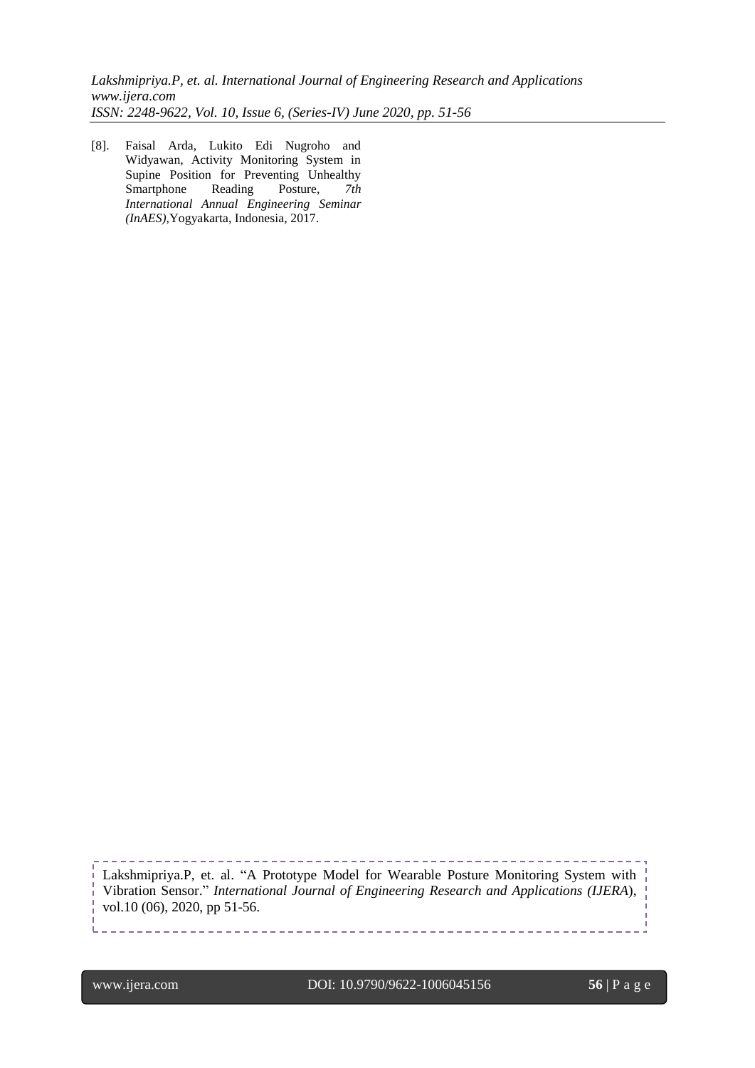[8]. Faisal Arda, Lukito Edi Nugroho and Widyawan, Activity Monitoring System in Supine Position for Preventing Unhealthy Smartphone Reading Posture, *7th International Annual Engineering Seminar (InAES)*,Yogyakarta, Indonesia, 2017.

Lakshmipriya.P, et. al. "A Prototype Model for Wearable Posture Monitoring System with Vibration Sensor." *International Journal of Engineering Research and Applications (IJERA*), vol.10 (06), 2020, pp 51-56.